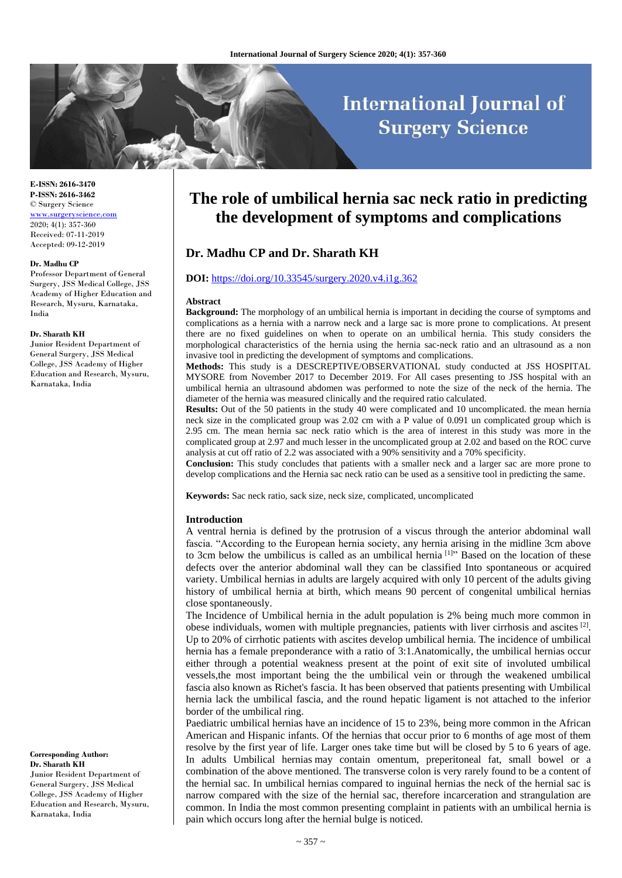E-ISSN: 2616-3470
P-ISSN: 2616-3462
© Surgery Science
www.surgeryscience.com
2020; 4(1): 357-360
Received: 07-11-2019
Accepted: 09-12-2019

**Dr. Madhu CP**
Professor Department of General Surgery, JSS Medical College, JSS Academy of Higher Education and Research, Mysuru, Karnataka, India

**Dr. Sharath KH**
Junior Resident Department of General Surgery, JSS Medical College, JSS Academy of Higher Education and Research, Mysuru, Karnataka, India

**Corresponding Author:**
**Dr. Sharath KH**
Junior Resident Department of General Surgery, JSS Medical College, JSS Academy of Higher Education and Research, Mysuru, Karnataka, India

# The role of umbilical hernia sac neck ratio in predicting the development of symptoms and complications

## Dr. Madhu CP and Dr. Sharath KH

**DOI:** https://doi.org/10.33545/surgery.2020.v4.i1g.362

### Abstract

**Background:** The morphology of an umbilical hernia is important in deciding the course of symptoms and complications as a hernia with a narrow neck and a large sac is more prone to complications. At present there are no fixed guidelines on when to operate on an umbilical hernia. This study considers the morphological characteristics of the hernia using the hernia sac-neck ratio and an ultrasound as a non invasive tool in predicting the development of symptoms and complications.

**Methods:** This study is a DESCREPTIVE/OBSERVATIONAL study conducted at JSS HOSPITAL MYSORE from November 2017 to December 2019. For All cases presenting to JSS hospital with an umbilical hernia an ultrasound abdomen was performed to note the size of the neck of the hernia. The diameter of the hernia was measured clinically and the required ratio calculated.

**Results:** Out of the 50 patients in the study 40 were complicated and 10 uncomplicated. the mean hernia neck size in the complicated group was 2.02 cm with a P value of 0.091 un complicated group which is 2.95 cm. The mean hernia sac neck ratio which is the area of interest in this study was more in the complicated group at 2.97 and much lesser in the uncomplicated group at 2.02 and based on the ROC curve analysis at cut off ratio of 2.2 was associated with a 90% sensitivity and a 70% specificity.

**Conclusion:** This study concludes that patients with a smaller neck and a larger sac are more prone to develop complications and the Hernia sac neck ratio can be used as a sensitive tool in predicting the same.

**Keywords:** Sac neck ratio, sack size, neck size, complicated, uncomplicated

### Introduction

A ventral hernia is defined by the protrusion of a viscus through the anterior abdominal wall fascia. "According to the European hernia society, any hernia arising in the midline 3cm above to 3cm below the umbilicus is called as an umbilical hernia [1]" Based on the location of these defects over the anterior abdominal wall they can be classified Into spontaneous or acquired variety. Umbilical hernias in adults are largely acquired with only 10 percent of the adults giving history of umbilical hernia at birth, which means 90 percent of congenital umbilical hernias close spontaneously.

The Incidence of Umbilical hernia in the adult population is 2% being much more common in obese individuals, women with multiple pregnancies, patients with liver cirrhosis and ascites [2]. Up to 20% of cirrhotic patients with ascites develop umbilical hernia. The incidence of umbilical hernia has a female preponderance with a ratio of 3:1.Anatomically, the umbilical hernias occur either through a potential weakness present at the point of exit site of involuted umbilical vessels,the most important being the the umbilical vein or through the weakened umbilical fascia also known as Richet's fascia. It has been observed that patients presenting with Umbilical hernia lack the umbilical fascia, and the round hepatic ligament is not attached to the inferior border of the umbilical ring.

Paediatric umbilical hernias have an incidence of 15 to 23%, being more common in the African American and Hispanic infants. Of the hernias that occur prior to 6 months of age most of them resolve by the first year of life. Larger ones take time but will be closed by 5 to 6 years of age. In adults Umbilical hernias may contain omentum, preperitoneal fat, small bowel or a combination of the above mentioned. The transverse colon is very rarely found to be a content of the hernial sac. In umbilical hernias compared to inguinal hernias the neck of the hernial sac is narrow compared with the size of the hernial sac, therefore incarceration and strangulation are common. In India the most common presenting complaint in patients with an umbilical hernia is pain which occurs long after the hernial bulge is noticed.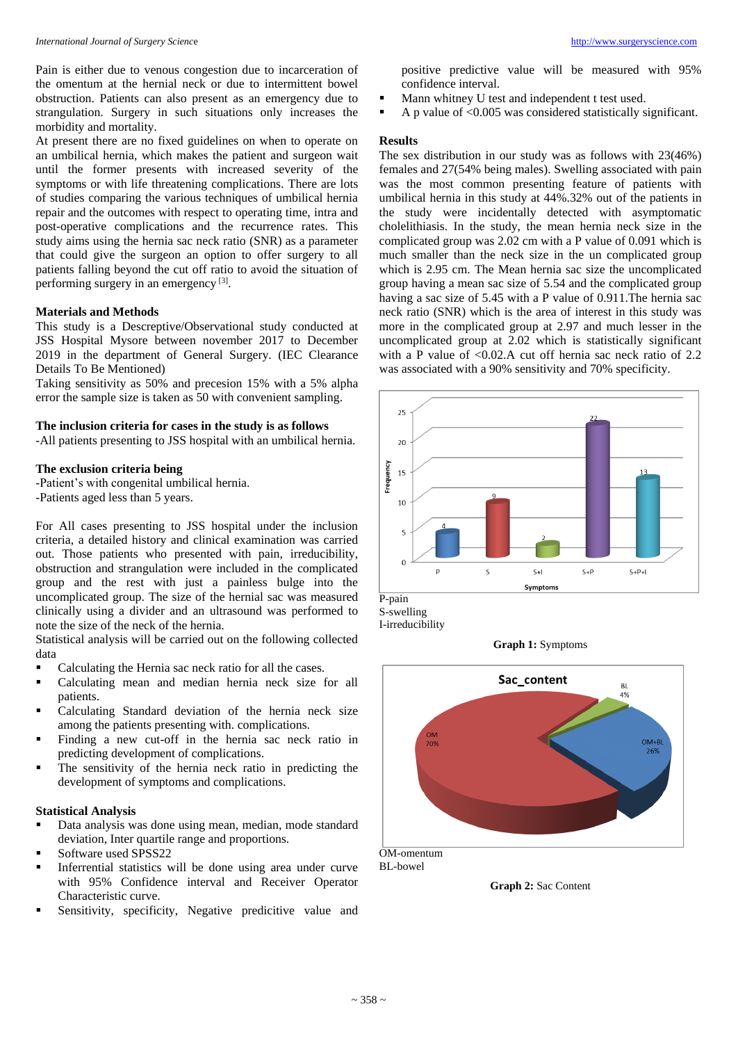Pain is either due to venous congestion due to incarceration of the omentum at the hernial neck or due to intermittent bowel obstruction. Patients can also present as an emergency due to strangulation. Surgery in such situations only increases the morbidity and mortality.

At present there are no fixed guidelines on when to operate on an umbilical hernia, which makes the patient and surgeon wait until the former presents with increased severity of the symptoms or with life threatening complications. There are lots of studies comparing the various techniques of umbilical hernia repair and the outcomes with respect to operating time, intra and post-operative complications and the recurrence rates. This study aims using the hernia sac neck ratio (SNR) as a parameter that could give the surgeon an option to offer surgery to all patients falling beyond the cut off ratio to avoid the situation of performing surgery in an emergency [3].

## Materials and Methods

This study is a Descreptive/Observational study conducted at JSS Hospital Mysore between november 2017 to December 2019 in the department of General Surgery. (IEC Clearance Details To Be Mentioned)

Taking sensitivity as 50% and precesion 15% with a 5% alpha error the sample size is taken as 50 with convenient sampling.

### The inclusion criteria for cases in the study is as follows

-All patients presenting to JSS hospital with an umbilical hernia.

### The exclusion criteria being

-Patient's with congenital umbilical hernia.
-Patients aged less than 5 years.

For All cases presenting to JSS hospital under the inclusion criteria, a detailed history and clinical examination was carried out. Those patients who presented with pain, irreducibility, obstruction and strangulation were included in the complicated group and the rest with just a painless bulge into the uncomplicated group. The size of the hernial sac was measured clinically using a divider and an ultrasound was performed to note the size of the neck of the hernia.

Statistical analysis will be carried out on the following collected data

- Calculating the Hernia sac neck ratio for all the cases.
- Calculating mean and median hernia neck size for all patients.
- Calculating Standard deviation of the hernia neck size among the patients presenting with. complications.
- Finding a new cut-off in the hernia sac neck ratio in predicting development of complications.
- The sensitivity of the hernia neck ratio in predicting the development of symptoms and complications.

## Statistical Analysis

- Data analysis was done using mean, median, mode standard deviation, Inter quartile range and proportions.
- Software used SPSS22
- Inferrential statistics will be done using area under curve with 95% Confidence interval and Receiver Operator Characteristic curve.
- Sensitivity, specificity, Negative predicitive value and positive predictive value will be measured with 95% confidence interval.
- Mann whitney U test and independent t test used.
- A p value of <0.005 was considered statistically significant.

## Results

The sex distribution in our study was as follows with 23(46%) females and 27(54% being males). Swelling associated with pain was the most common presenting feature of patients with umbilical hernia in this study at 44%.32% out of the patients in the study were incidentally detected with asymptomatic cholelithiasis. In the study, the mean hernia neck size in the complicated group was 2.02 cm with a P value of 0.091 which is much smaller than the neck size in the un complicated group which is 2.95 cm. The Mean hernia sac size the uncomplicated group having a mean sac size of 5.54 and the complicated group having a sac size of 5.45 with a P value of 0.911.The hernia sac neck ratio (SNR) which is the area of interest in this study was more in the complicated group at 2.97 and much lesser in the uncomplicated group at 2.02 which is statistically significant with a P value of <0.02.A cut off hernia sac neck ratio of 2.2 was associated with a 90% sensitivity and 70% specificity.

P-pain
S-swelling
I-irreducibility

**Graph 1:** Symptoms

OM-omentum
BL-bowel

**Graph 2:** Sac Content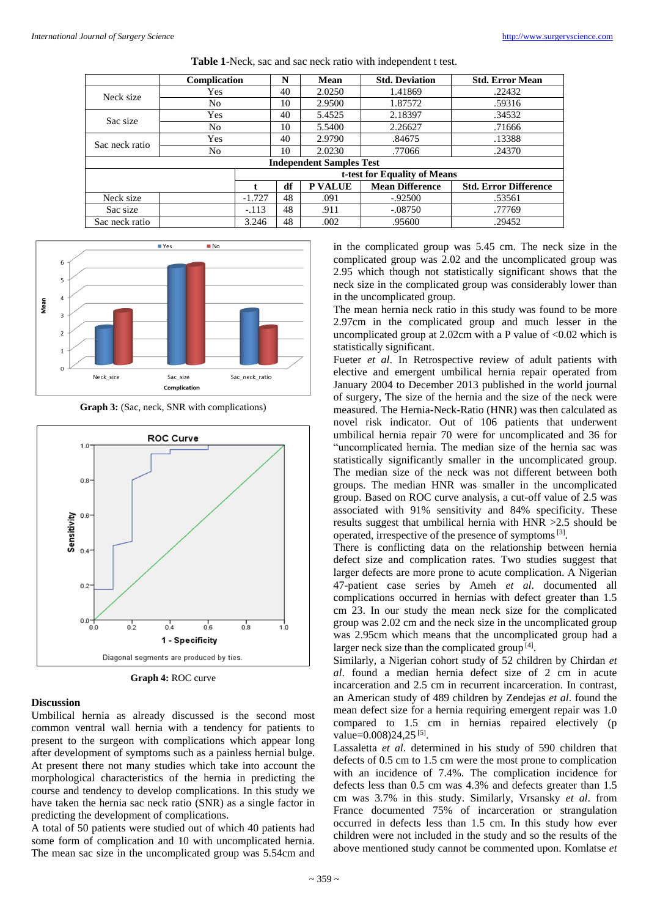**Table 1**-Neck, sac and sac neck ratio with independent t test.

| | Complication | N | Mean | Std. Deviation | Std. Error Mean |
|---|---|---|---|---|---|
| Neck size | Yes | 40 | 2.0250 | 1.41869 | .22432 |
| | No | 10 | 2.9500 | 1.87572 | .59316 |
| Sac size | Yes | 40 | 5.4525 | 2.18397 | .34532 |
| | No | 10 | 5.5400 | 2.26627 | .71666 |
| Sac neck ratio | Yes | 40 | 2.9790 | .84675 | .13388 |
| | No | 10 | 2.0230 | .77066 | .24370 |

**Independent Samples Test**

| | t-test for Equality of Means | | | | |
|---|---|---|---|---|---|
| | t | df | P VALUE | Mean Difference | Std. Error Difference |
| Neck size | -1.727 | 48 | .091 | -.92500 | .53561 |
| Sac size | -.113 | 48 | .911 | -.08750 | .77769 |
| Sac neck ratio | 3.246 | 48 | .002 | .95600 | .29452 |

**Graph 3:** (Sac, neck, SNR with complications)

**Graph 4:** ROC curve

## Discussion

Umbilical hernia as already discussed is the second most common ventral wall hernia with a tendency for patients to present to the surgeon with complications which appear long after development of symptoms such as a painless hernial bulge. At present there not many studies which take into account the morphological characteristics of the hernia in predicting the course and tendency to develop complications. In this study we have taken the hernia sac neck ratio (SNR) as a single factor in predicting the development of complications.

A total of 50 patients were studied out of which 40 patients had some form of complication and 10 with uncomplicated hernia. The mean sac size in the uncomplicated group was 5.54cm and in the complicated group was 5.45 cm. The neck size in the complicated group was 2.02 and the uncomplicated group was 2.95 which though not statistically significant shows that the neck size in the complicated group was considerably lower than in the uncomplicated group.

The mean hernia neck ratio in this study was found to be more 2.97cm in the complicated group and much lesser in the uncomplicated group at 2.02cm with a P value of <0.02 which is statistically significant.

Fueter *et al*. In Retrospective review of adult patients with elective and emergent umbilical hernia repair operated from January 2004 to December 2013 published in the world journal of surgery, The size of the hernia and the size of the neck were measured. The Hernia-Neck-Ratio (HNR) was then calculated as novel risk indicator. Out of 106 patients that underwent umbilical hernia repair 70 were for uncomplicated and 36 for "uncomplicated hernia. The median size of the hernia sac was statistically significantly smaller in the uncomplicated group. The median size of the neck was not different between both groups. The median HNR was smaller in the uncomplicated group. Based on ROC curve analysis, a cut-off value of 2.5 was associated with 91% sensitivity and 84% specificity. These results suggest that umbilical hernia with HNR >2.5 should be operated, irrespective of the presence of symptoms [3].

There is conflicting data on the relationship between hernia defect size and complication rates. Two studies suggest that larger defects are more prone to acute complication. A Nigerian 47-patient case series by Ameh *et al*. documented all complications occurred in hernias with defect greater than 1.5 cm 23. In our study the mean neck size for the complicated group was 2.02 cm and the neck size in the uncomplicated group was 2.95cm which means that the uncomplicated group had a larger neck size than the complicated group [4].

Similarly, a Nigerian cohort study of 52 children by Chirdan *et al*. found a median hernia defect size of 2 cm in acute incarceration and 2.5 cm in recurrent incarceration. In contrast, an American study of 489 children by Zendejas *et al*. found the mean defect size for a hernia requiring emergent repair was 1.0 compared to 1.5 cm in hernias repaired electively (p value=0.008)24,25 [5].

Lassaletta *et al*. determined in his study of 590 children that defects of 0.5 cm to 1.5 cm were the most prone to complication with an incidence of 7.4%. The complication incidence for defects less than 0.5 cm was 4.3% and defects greater than 1.5 cm was 3.7% in this study. Similarly, Vrsansky *et al*. from France documented 75% of incarceration or strangulation occurred in defects less than 1.5 cm. In this study how ever children were not included in the study and so the results of the above mentioned study cannot be commented upon. Komlatse *et*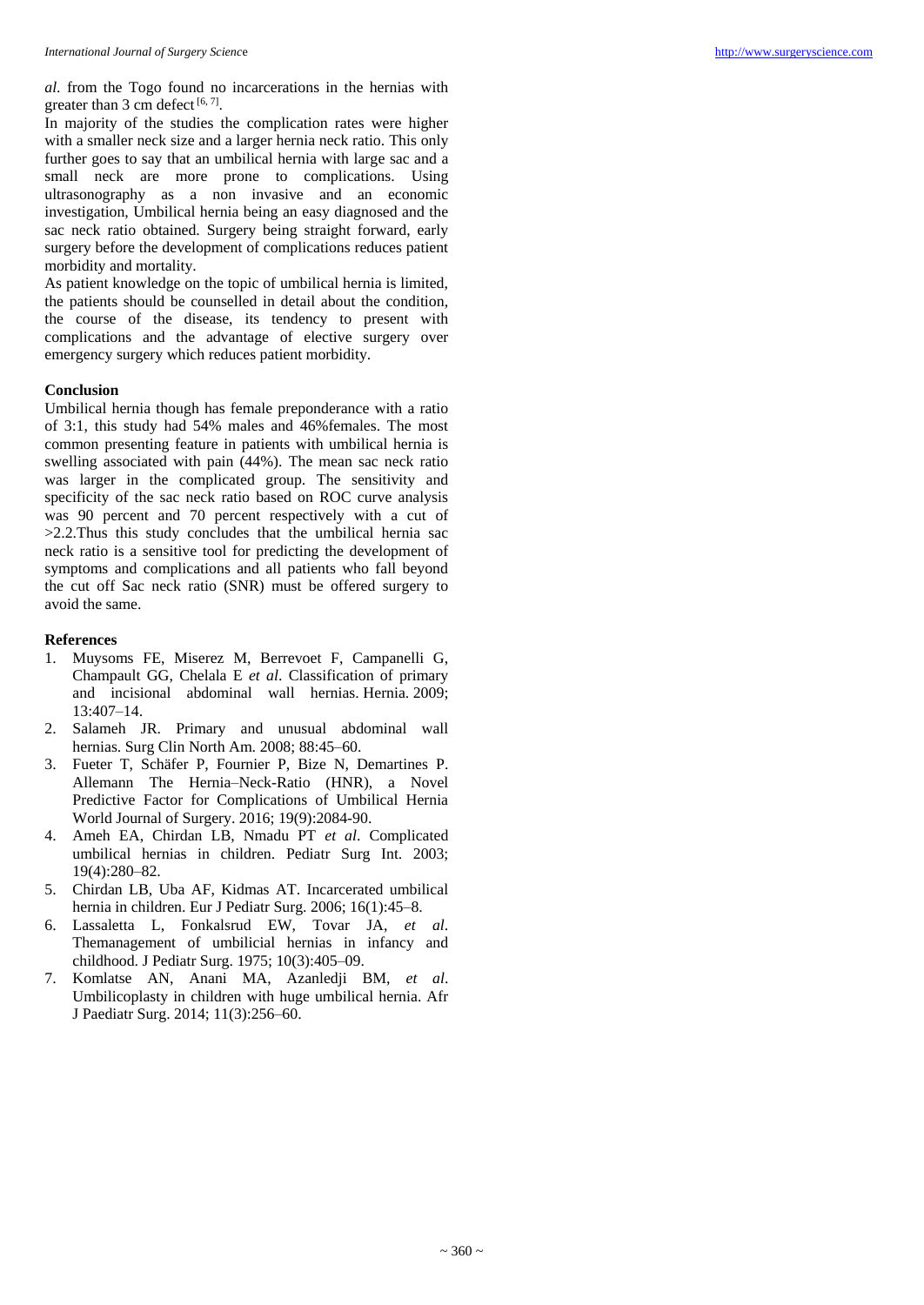*al.* from the Togo found no incarcerations in the hernias with greater than 3 cm defect [6, 7].

In majority of the studies the complication rates were higher with a smaller neck size and a larger hernia neck ratio. This only further goes to say that an umbilical hernia with large sac and a small neck are more prone to complications. Using ultrasonography as a non invasive and an economic investigation, Umbilical hernia being an easy diagnosed and the sac neck ratio obtained. Surgery being straight forward, early surgery before the development of complications reduces patient morbidity and mortality.

As patient knowledge on the topic of umbilical hernia is limited, the patients should be counselled in detail about the condition, the course of the disease, its tendency to present with complications and the advantage of elective surgery over emergency surgery which reduces patient morbidity.

## Conclusion

Umbilical hernia though has female preponderance with a ratio of 3:1, this study had 54% males and 46%females. The most common presenting feature in patients with umbilical hernia is swelling associated with pain (44%). The mean sac neck ratio was larger in the complicated group. The sensitivity and specificity of the sac neck ratio based on ROC curve analysis was 90 percent and 70 percent respectively with a cut of >2.2.Thus this study concludes that the umbilical hernia sac neck ratio is a sensitive tool for predicting the development of symptoms and complications and all patients who fall beyond the cut off Sac neck ratio (SNR) must be offered surgery to avoid the same.

## References

1. Muysoms FE, Miserez M, Berrevoet F, Campanelli G, Champault GG, Chelala E *et al*. Classification of primary and incisional abdominal wall hernias. Hernia. 2009; 13:407–14.
2. Salameh JR. Primary and unusual abdominal wall hernias. Surg Clin North Am. 2008; 88:45–60.
3. Fueter T, Schäfer P, Fournier P, Bize N, Demartines P. Allemann The Hernia–Neck-Ratio (HNR), a Novel Predictive Factor for Complications of Umbilical Hernia World Journal of Surgery. 2016; 19(9):2084-90.
4. Ameh EA, Chirdan LB, Nmadu PT *et al*. Complicated umbilical hernias in children. Pediatr Surg Int. 2003; 19(4):280–82.
5. Chirdan LB, Uba AF, Kidmas AT. Incarcerated umbilical hernia in children. Eur J Pediatr Surg. 2006; 16(1):45–8.
6. Lassaletta L, Fonkalsrud EW, Tovar JA, *et al*. Themanagement of umbilicial hernias in infancy and childhood. J Pediatr Surg. 1975; 10(3):405–09.
7. Komlatse AN, Anani MA, Azanledji BM, *et al*. Umbilicoplasty in children with huge umbilical hernia. Afr J Paediatr Surg. 2014; 11(3):256–60.